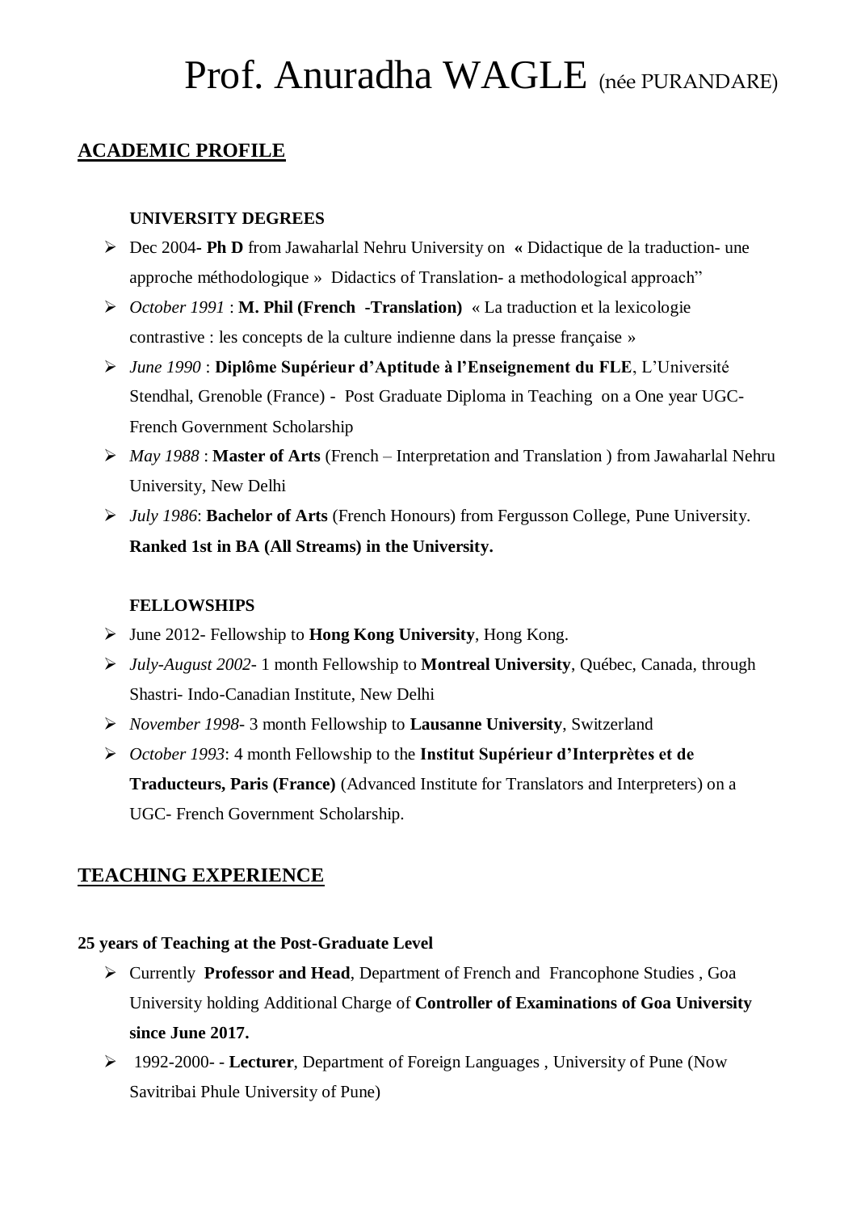# Prof. Anuradha WAGLE (née PURANDARE)

## ACADEMIC PROFILE

### UNIVERSITY DEGREES

- Dec 2004- **Ph D** from Jawaharlal Nehru University on « Didactique de la traduction- une approche méthodologique » Didactics of Translation- a methodological approach"
- *October 1991* : **M. Phil (French -Translation)** « La traduction et la lexicologie contrastive : les concepts de la culture indienne dans la presse française »
- *June 1990* : **Diplôme Supérieur d'Aptitude à l'Enseignement du FLE**, L'Université Stendhal, Grenoble (France) - Post Graduate Diploma in Teaching on a One year UGC-French Government Scholarship
- *May 1988* : **Master of Arts** (French – Interpretation and Translation ) from Jawaharlal Nehru University, New Delhi
- *July 1986*: **Bachelor of Arts** (French Honours) from Fergusson College, Pune University. **Ranked 1st in BA (All Streams) in the University.**

### FELLOWSHIPS

- June 2012- Fellowship to **Hong Kong University**, Hong Kong.
- *July-August 2002*- 1 month Fellowship to **Montreal University**, Québec, Canada, through Shastri- Indo-Canadian Institute, New Delhi
- *November 1998*- 3 month Fellowship to **Lausanne University**, Switzerland
- *October 1993*: 4 month Fellowship to the **Institut Supérieur d'Interprètes et de Traducteurs, Paris (France)** (Advanced Institute for Translators and Interpreters) on a UGC- French Government Scholarship.

## TEACHING EXPERIENCE

**25 years of Teaching at the Post-Graduate Level**

- Currently **Professor and Head**, Department of French and Francophone Studies , Goa University holding Additional Charge of **Controller of Examinations of Goa University since June 2017.**
- 1992-2000- - **Lecturer**, Department of Foreign Languages , University of Pune (Now Savitribai Phule University of Pune)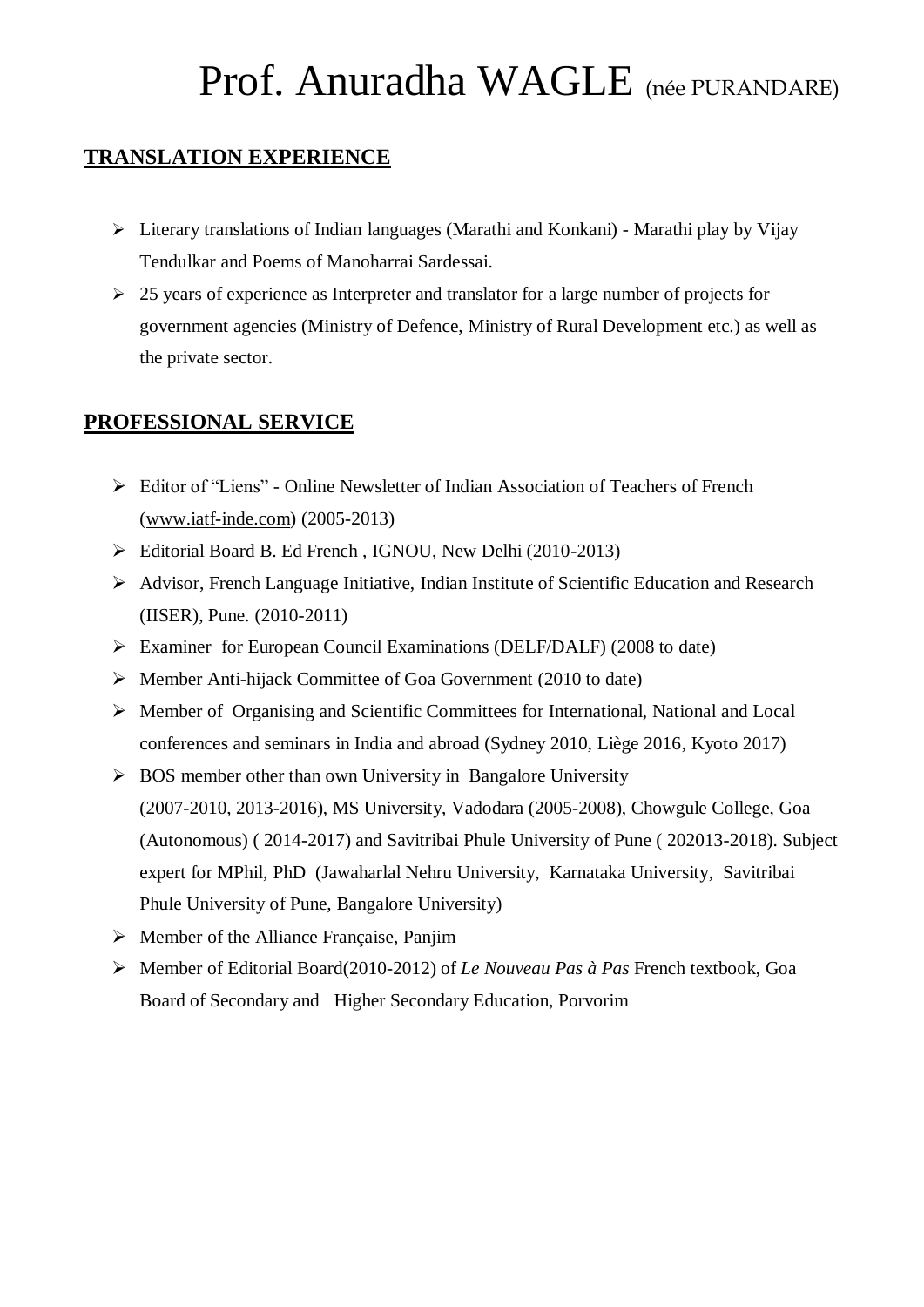# Prof. Anuradha WAGLE (née PURANDARE)

## TRANSLATION EXPERIENCE

- Literary translations of Indian languages (Marathi and Konkani) - Marathi play by Vijay Tendulkar and Poems of Manoharrai Sardessai.
- 25 years of experience as Interpreter and translator for a large number of projects for government agencies (Ministry of Defence, Ministry of Rural Development etc.) as well as the private sector.

## PROFESSIONAL SERVICE

- Editor of "Liens" - Online Newsletter of Indian Association of Teachers of French (www.iatf-inde.com) (2005-2013)
- Editorial Board B. Ed French , IGNOU, New Delhi (2010-2013)
- Advisor, French Language Initiative, Indian Institute of Scientific Education and Research (IISER), Pune. (2010-2011)
- Examiner for European Council Examinations (DELF/DALF) (2008 to date)
- Member Anti-hijack Committee of Goa Government (2010 to date)
- Member of Organising and Scientific Committees for International, National and Local conferences and seminars in India and abroad (Sydney 2010, Liège 2016, Kyoto 2017)
- BOS member other than own University in Bangalore University (2007-2010, 2013-2016), MS University, Vadodara (2005-2008), Chowgule College, Goa (Autonomous) ( 2014-2017) and Savitribai Phule University of Pune ( 202013-2018). Subject expert for MPhil, PhD (Jawaharlal Nehru University, Karnataka University, Savitribai Phule University of Pune, Bangalore University)
- Member of the Alliance Française, Panjim
- Member of Editorial Board(2010-2012) of *Le Nouveau Pas à Pas* French textbook, Goa Board of Secondary and Higher Secondary Education, Porvorim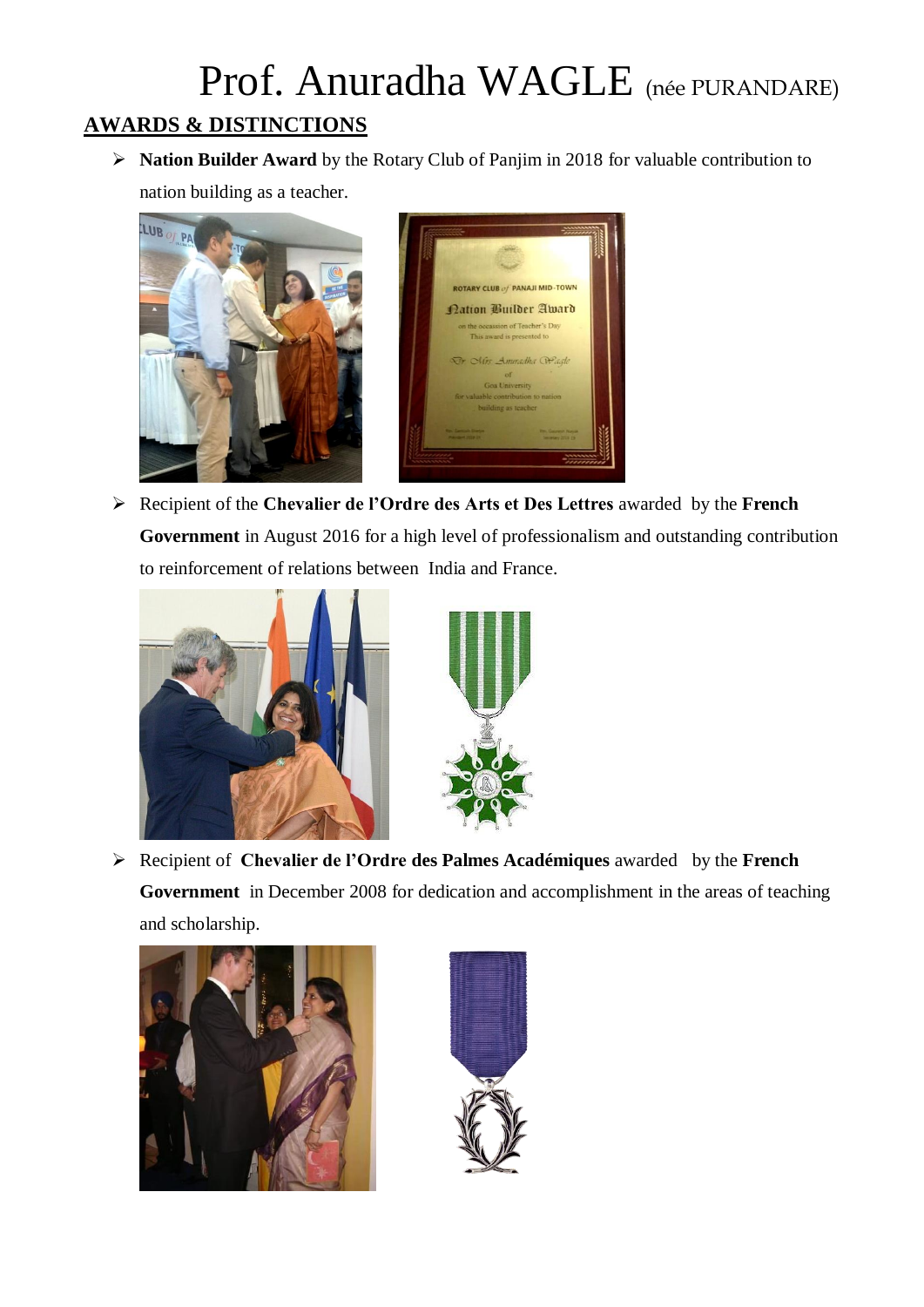# Prof. Anuradha WAGLE (née PURANDARE)

## AWARDS & DISTINCTIONS

- **Nation Builder Award** by the Rotary Club of Panjim in 2018 for valuable contribution to nation building as a teacher.

- Recipient of the **Chevalier de l'Ordre des Arts et Des Lettres** awarded by the **French Government** in August 2016 for a high level of professionalism and outstanding contribution to reinforcement of relations between India and France.

- Recipient of **Chevalier de l'Ordre des Palmes Académiques** awarded by the **French Government** in December 2008 for dedication and accomplishment in the areas of teaching and scholarship.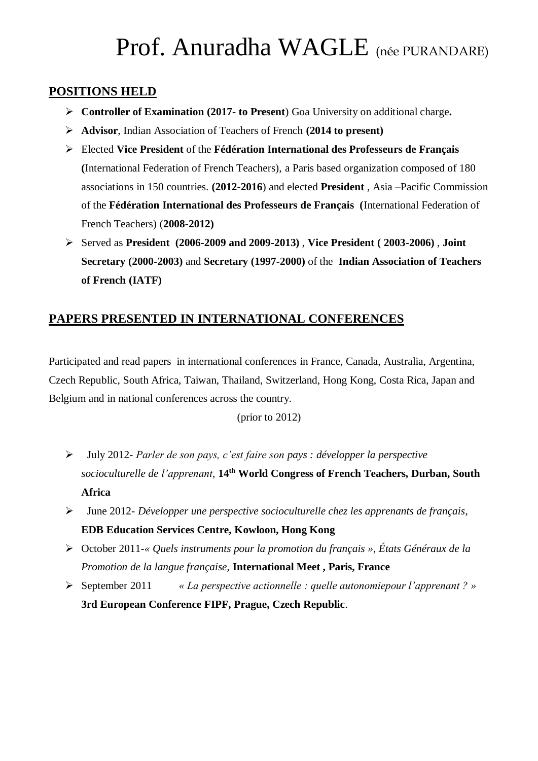// Prof. Anuradha WAGLE (née PURANDARE)

## POSITIONS HELD

- **Controller of Examination (2017- to Present**) Goa University on additional charge**.**
- **Advisor**, Indian Association of Teachers of French **(2014 to present)**
- Elected **Vice President** of the **Fédération International des Professeurs de Français (**International Federation of French Teachers), a Paris based organization composed of 180 associations in 150 countries. **(2012-2016**) and elected **President** , Asia –Pacific Commission of the **Fédération International des Professeurs de Français (**International Federation of French Teachers) (**2008-2012)**
- Served as **President (2006-2009 and 2009-2013)** , **Vice President ( 2003-2006)** , **Joint Secretary (2000-2003)** and **Secretary (1997-2000)** of the **Indian Association of Teachers of French (IATF)**

## PAPERS PRESENTED IN INTERNATIONAL CONFERENCES

Participated and read papers in international conferences in France, Canada, Australia, Argentina, Czech Republic, South Africa, Taiwan, Thailand, Switzerland, Hong Kong, Costa Rica, Japan and Belgium and in national conferences across the country.

(prior to 2012)

- July 2012- *Parler de son pays, c'est faire son pays : développer la perspective socioculturelle de l'apprenant*, **14th World Congress of French Teachers, Durban, South Africa**
- June 2012- *Développer une perspective socioculturelle chez les apprenants de français*, **EDB Education Services Centre, Kowloon, Hong Kong**
- October 2011-*« Quels instruments pour la promotion du français », États Généraux de la Promotion de la langue française,* **International Meet , Paris, France**
- September 2011 *« La perspective actionnelle : quelle autonomiepour l'apprenant ? »* **3rd European Conference FIPF, Prague, Czech Republic**.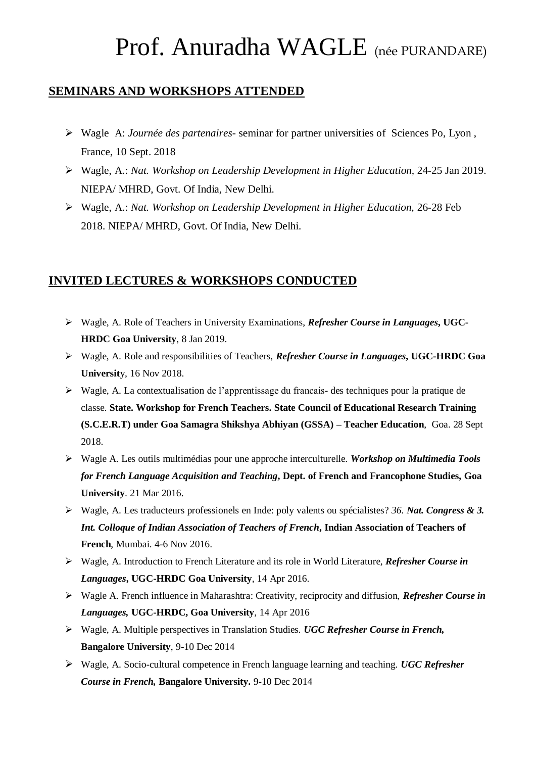# Prof. Anuradha WAGLE (née PURANDARE)

## SEMINARS AND WORKSHOPS ATTENDED

- Wagle A: *Journée des partenaires*- seminar for partner universities of Sciences Po, Lyon , France, 10 Sept. 2018
- Wagle, A.: *Nat. Workshop on Leadership Development in Higher Education,* 24-25 Jan 2019. NIEPA/ MHRD, Govt. Of India, New Delhi.
- Wagle, A.: *Nat. Workshop on Leadership Development in Higher Education,* 26-28 Feb 2018. NIEPA/ MHRD, Govt. Of India, New Delhi.

## INVITED LECTURES & WORKSHOPS CONDUCTED

- Wagle, A. Role of Teachers in University Examinations, ***Refresher Course in Languages*, UGC-HRDC Goa University**, 8 Jan 2019.
- Wagle, A. Role and responsibilities of Teachers, ***Refresher Course in Languages*, UGC-HRDC Goa Universit**y, 16 Nov 2018.
- Wagle, A. La contextualisation de l'apprentissage du francais- des techniques pour la pratique de classe. **State. Workshop for French Teachers. State Council of Educational Research Training (S.C.E.R.T) under Goa Samagra Shikshya Abhiyan (GSSA) – Teacher Education**, Goa. 28 Sept 2018.
- Wagle A. Les outils multimédias pour une approche interculturelle. ***Workshop on Multimedia Tools for French Language Acquisition and Teaching*, Dept. of French and Francophone Studies, Goa University**. 21 Mar 2016.
- Wagle, A. Les traducteurs professionels en Inde: poly valents ou spécialistes? *36. **Nat. Congress & 3. Int. Colloque of Indian Association of Teachers of French***, **Indian Association of Teachers of French**, Mumbai. 4-6 Nov 2016.
- Wagle, A. Introduction to French Literature and its role in World Literature, ***Refresher Course in Languages*, UGC-HRDC Goa University**, 14 Apr 2016.
- Wagle A. French influence in Maharashtra: Creativity, reciprocity and diffusion, ***Refresher Course in Languages,* UGC-HRDC, Goa University**, 14 Apr 2016
- Wagle, A. Multiple perspectives in Translation Studies. ***UGC Refresher Course in French,* Bangalore University**, 9-10 Dec 2014
- Wagle, A. Socio-cultural competence in French language learning and teaching. ***UGC Refresher Course in French,* Bangalore University.** 9-10 Dec 2014